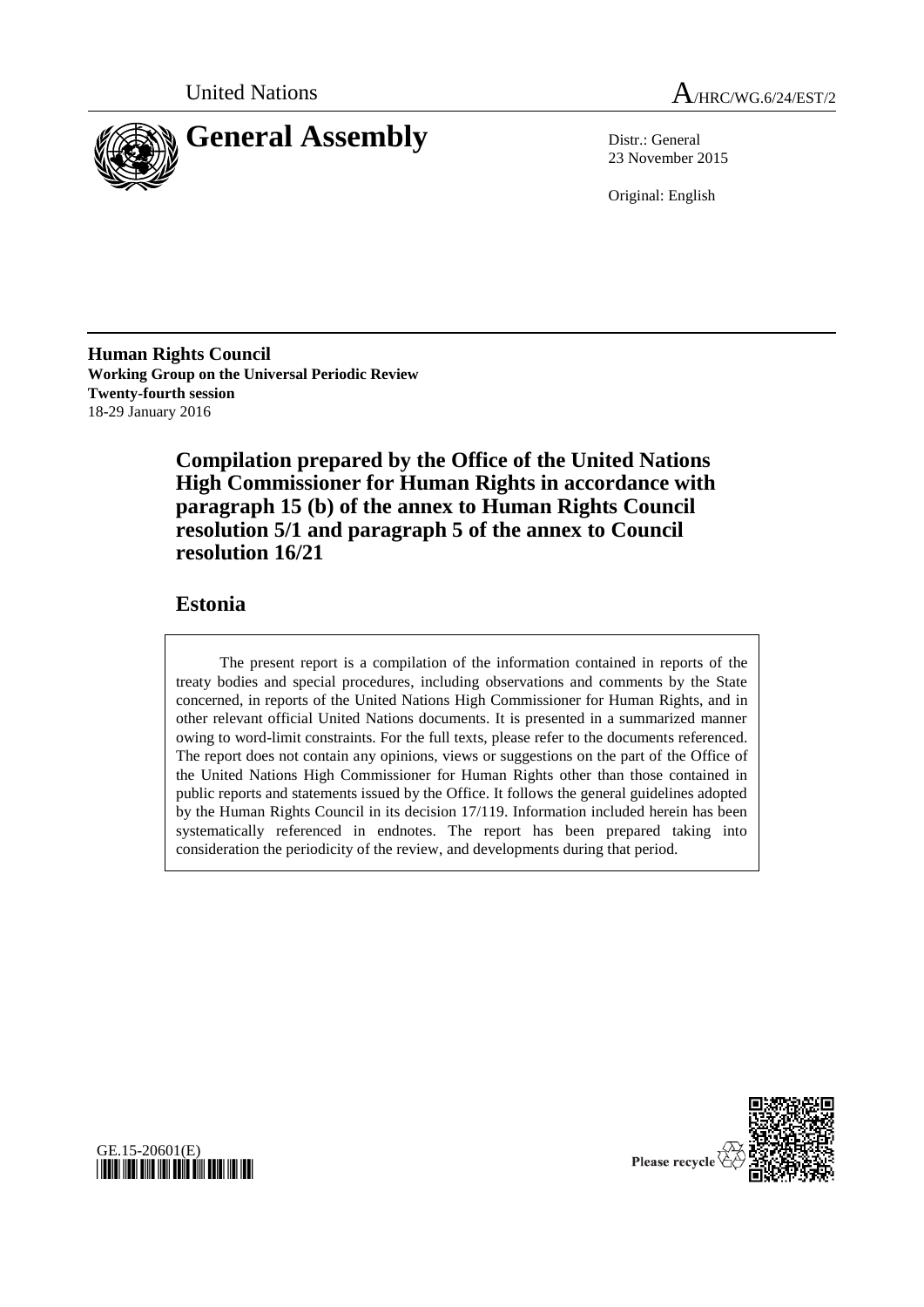United Nations

A/HRC/WG.6/24/EST/2

# General Assembly

Distr.: General
23 November 2015

Original: English

**Human Rights Council**
**Working Group on the Universal Periodic Review**
**Twenty-fourth session**
18-29 January 2016

## Compilation prepared by the Office of the United Nations High Commissioner for Human Rights in accordance with paragraph 15 (b) of the annex to Human Rights Council resolution 5/1 and paragraph 5 of the annex to Council resolution 16/21

## Estonia

The present report is a compilation of the information contained in reports of the treaty bodies and special procedures, including observations and comments by the State concerned, in reports of the United Nations High Commissioner for Human Rights, and in other relevant official United Nations documents. It is presented in a summarized manner owing to word-limit constraints. For the full texts, please refer to the documents referenced. The report does not contain any opinions, views or suggestions on the part of the Office of the United Nations High Commissioner for Human Rights other than those contained in public reports and statements issued by the Office. It follows the general guidelines adopted by the Human Rights Council in its decision 17/119. Information included herein has been systematically referenced in endnotes. The report has been prepared taking into consideration the periodicity of the review, and developments during that period.

GE.15-20601(E)

Please recycle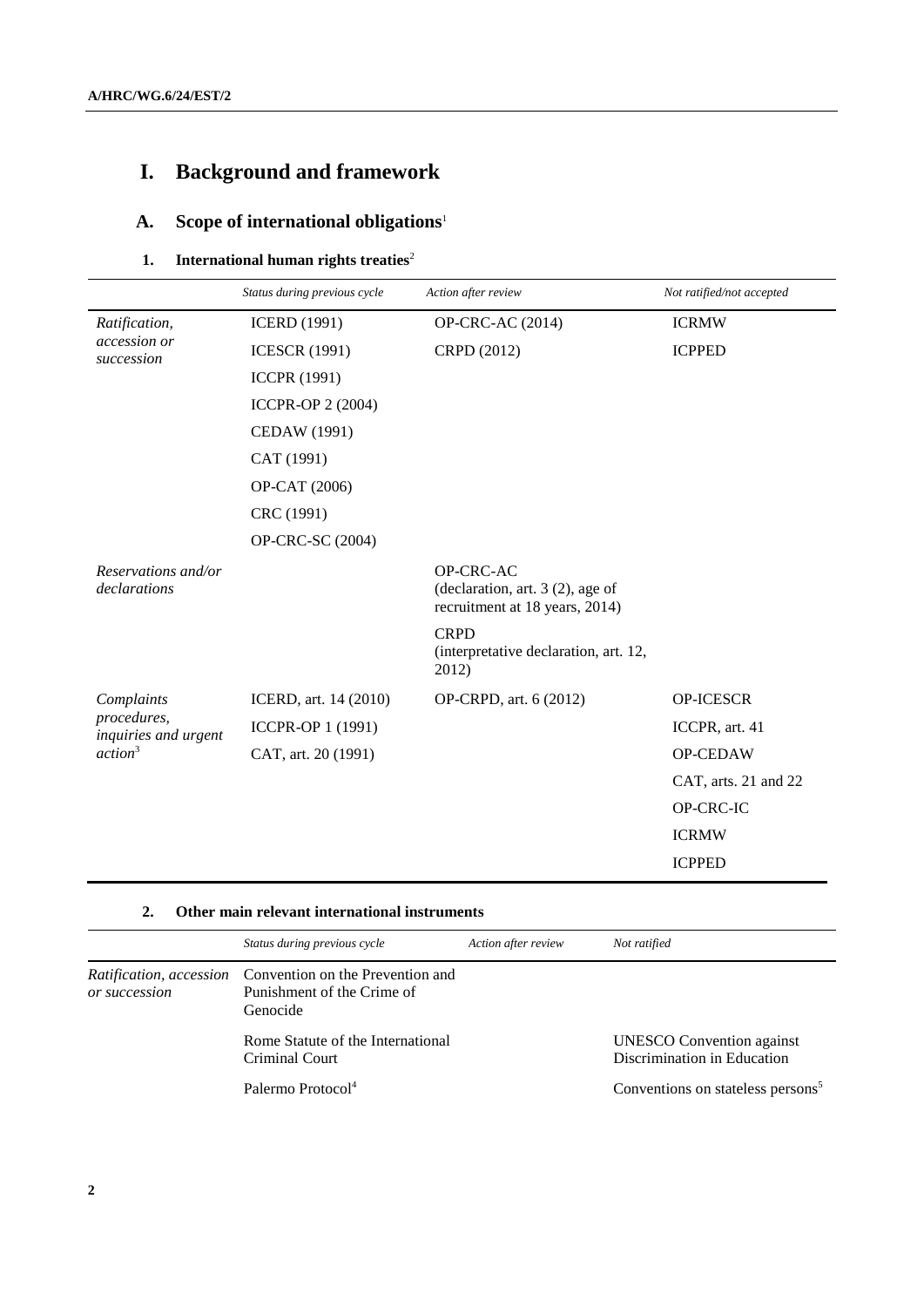# I. Background and framework

## A. Scope of international obligations[1]

### 1. International human rights treaties[2]

| | *Status during previous cycle* | *Action after review* | *Not ratified/not accepted* |
|---|---|---|---|
| *Ratification, accession or succession* | ICERD (1991) | OP-CRC-AC (2014) | ICRMW |
| | ICESCR (1991) | CRPD (2012) | ICPPED |
| | ICCPR (1991) | | |
| | ICCPR-OP 2 (2004) | | |
| | CEDAW (1991) | | |
| | CAT (1991) | | |
| | OP-CAT (2006) | | |
| | CRC (1991) | | |
| | OP-CRC-SC (2004) | | |
| *Reservations and/or declarations* | | OP-CRC-AC (declaration, art. 3 (2), age of recruitment at 18 years, 2014) | |
| | | CRPD (interpretative declaration, art. 12, 2012) | |
| *Complaints procedures, inquiries and urgent action*[3] | ICERD, art. 14 (2010) | OP-CRPD, art. 6 (2012) | OP-ICESCR |
| | ICCPR-OP 1 (1991) | | ICCPR, art. 41 |
| | CAT, art. 20 (1991) | | OP-CEDAW |
| | | | CAT, arts. 21 and 22 |
| | | | OP-CRC-IC |
| | | | ICRMW |
| | | | ICPPED |

### 2. Other main relevant international instruments

| | *Status during previous cycle* | *Action after review* | *Not ratified* |
|---|---|---|---|
| *Ratification, accession or succession* | Convention on the Prevention and Punishment of the Crime of Genocide | | |
| | Rome Statute of the International Criminal Court | | UNESCO Convention against Discrimination in Education |
| | Palermo Protocol[4] | | Conventions on stateless persons[5] |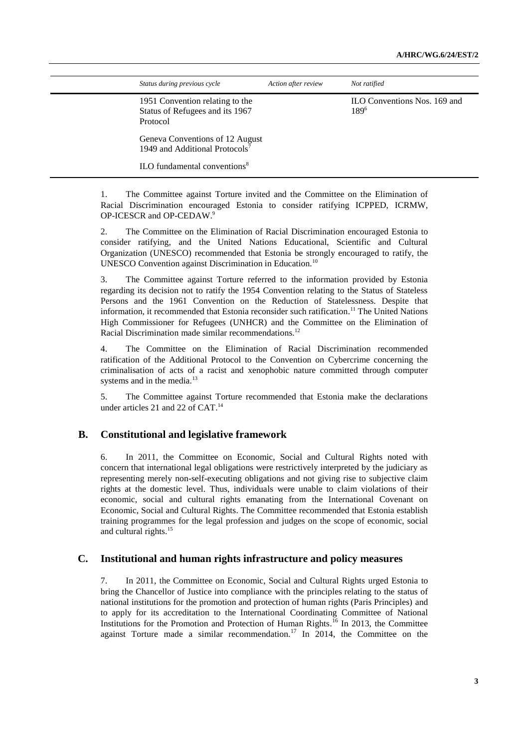| Status during previous cycle | Action after review | Not ratified |
|---|---|---|
| 1951 Convention relating to the Status of Refugees and its 1967 Protocol | | ILO Conventions Nos. 169 and 189[6] |
| Geneva Conventions of 12 August 1949 and Additional Protocols[7] | | |
| ILO fundamental conventions[8] | | |

1. The Committee against Torture invited and the Committee on the Elimination of Racial Discrimination encouraged Estonia to consider ratifying ICPPED, ICRMW, OP-ICESCR and OP-CEDAW.[9]

2. The Committee on the Elimination of Racial Discrimination encouraged Estonia to consider ratifying, and the United Nations Educational, Scientific and Cultural Organization (UNESCO) recommended that Estonia be strongly encouraged to ratify, the UNESCO Convention against Discrimination in Education.[10]

3. The Committee against Torture referred to the information provided by Estonia regarding its decision not to ratify the 1954 Convention relating to the Status of Stateless Persons and the 1961 Convention on the Reduction of Statelessness. Despite that information, it recommended that Estonia reconsider such ratification.[11] The United Nations High Commissioner for Refugees (UNHCR) and the Committee on the Elimination of Racial Discrimination made similar recommendations.[12]

4. The Committee on the Elimination of Racial Discrimination recommended ratification of the Additional Protocol to the Convention on Cybercrime concerning the criminalisation of acts of a racist and xenophobic nature committed through computer systems and in the media.[13]

5. The Committee against Torture recommended that Estonia make the declarations under articles 21 and 22 of CAT.[14]

## B. Constitutional and legislative framework

6. In 2011, the Committee on Economic, Social and Cultural Rights noted with concern that international legal obligations were restrictively interpreted by the judiciary as representing merely non-self-executing obligations and not giving rise to subjective claim rights at the domestic level. Thus, individuals were unable to claim violations of their economic, social and cultural rights emanating from the International Covenant on Economic, Social and Cultural Rights. The Committee recommended that Estonia establish training programmes for the legal profession and judges on the scope of economic, social and cultural rights.[15]

## C. Institutional and human rights infrastructure and policy measures

7. In 2011, the Committee on Economic, Social and Cultural Rights urged Estonia to bring the Chancellor of Justice into compliance with the principles relating to the status of national institutions for the promotion and protection of human rights (Paris Principles) and to apply for its accreditation to the International Coordinating Committee of National Institutions for the Promotion and Protection of Human Rights.[16] In 2013, the Committee against Torture made a similar recommendation.[17] In 2014, the Committee on the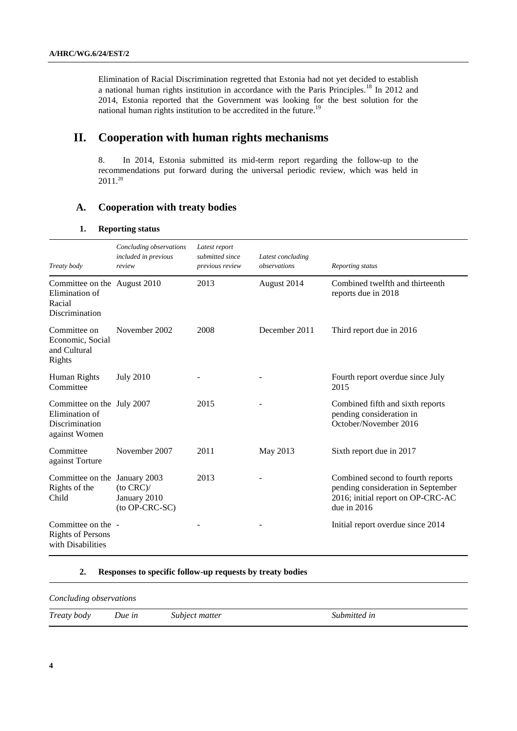Elimination of Racial Discrimination regretted that Estonia had not yet decided to establish a national human rights institution in accordance with the Paris Principles.[18] In 2012 and 2014, Estonia reported that the Government was looking for the best solution for the national human rights institution to be accredited in the future.[19]

# II. Cooperation with human rights mechanisms

8. In 2014, Estonia submitted its mid-term report regarding the follow-up to the recommendations put forward during the universal periodic review, which was held in 2011.[20]

## A. Cooperation with treaty bodies

### 1. Reporting status

| *Treaty body* | *Concluding observations included in previous review* | *Latest report submitted since previous review* | *Latest concluding observations* | *Reporting status* |
|---|---|---|---|---|
| Committee on the Elimination of Racial Discrimination | August 2010 | 2013 | August 2014 | Combined twelfth and thirteenth reports due in 2018 |
| Committee on Economic, Social and Cultural Rights | November 2002 | 2008 | December 2011 | Third report due in 2016 |
| Human Rights Committee | July 2010 | - | - | Fourth report overdue since July 2015 |
| Committee on the Elimination of Discrimination against Women | July 2007 | 2015 | - | Combined fifth and sixth reports pending consideration in October/November 2016 |
| Committee against Torture | November 2007 | 2011 | May 2013 | Sixth report due in 2017 |
| Committee on the Rights of the Child | January 2003 (to CRC)/ January 2010 (to OP-CRC-SC) | 2013 | - | Combined second to fourth reports pending consideration in September 2016; initial report on OP-CRC-AC due in 2016 |
| Committee on the Rights of Persons with Disabilities | - | - | - | Initial report overdue since 2014 |

### 2. Responses to specific follow-up requests by treaty bodies

*Concluding observations*

| *Treaty body* | *Due in* | *Subject matter* | *Submitted in* |
|---|---|---|---|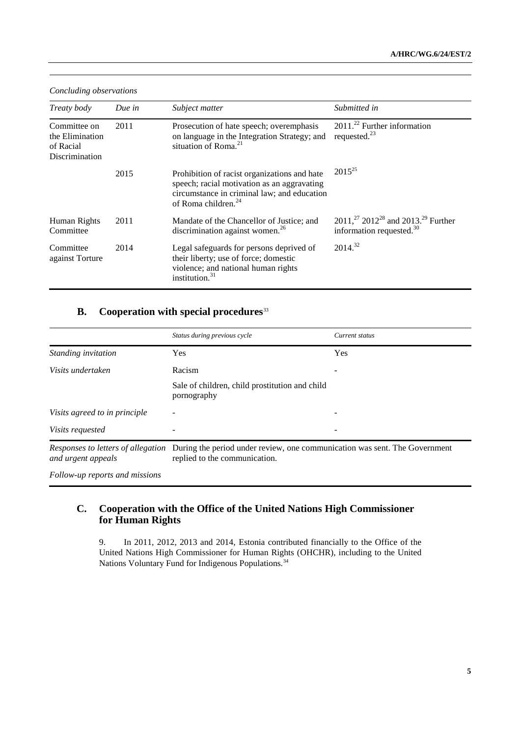*Concluding observations*

| *Treaty body* | *Due in* | *Subject matter* | *Submitted in* |
|---|---|---|---|
| Committee on the Elimination of Racial Discrimination | 2011 | Prosecution of hate speech; overemphasis on language in the Integration Strategy; and situation of Roma.[21] | 2011.[22] Further information requested.[23] |
| | 2015 | Prohibition of racist organizations and hate speech; racial motivation as an aggravating circumstance in criminal law; and education of Roma children.[24] | 2015[25] |
| Human Rights Committee | 2011 | Mandate of the Chancellor of Justice; and discrimination against women.[26] | 2011,[27] 2012[28] and 2013.[29] Further information requested.[30] |
| Committee against Torture | 2014 | Legal safeguards for persons deprived of their liberty; use of force; domestic violence; and national human rights institution.[31] | 2014.[32] |

## B. Cooperation with special procedures[33]

| | *Status during previous cycle* | *Current status* |
|---|---|---|
| *Standing invitation* | Yes | Yes |
| *Visits undertaken* | Racism | - |
| | Sale of children, child prostitution and child pornography | |
| *Visits agreed to in principle* | - | - |
| *Visits requested* | - | - |
| *Responses to letters of allegation and urgent appeals* | During the period under review, one communication was sent. The Government replied to the communication. | |
| *Follow-up reports and missions* | | |

## C. Cooperation with the Office of the United Nations High Commissioner for Human Rights

9. In 2011, 2012, 2013 and 2014, Estonia contributed financially to the Office of the United Nations High Commissioner for Human Rights (OHCHR), including to the United Nations Voluntary Fund for Indigenous Populations.[34]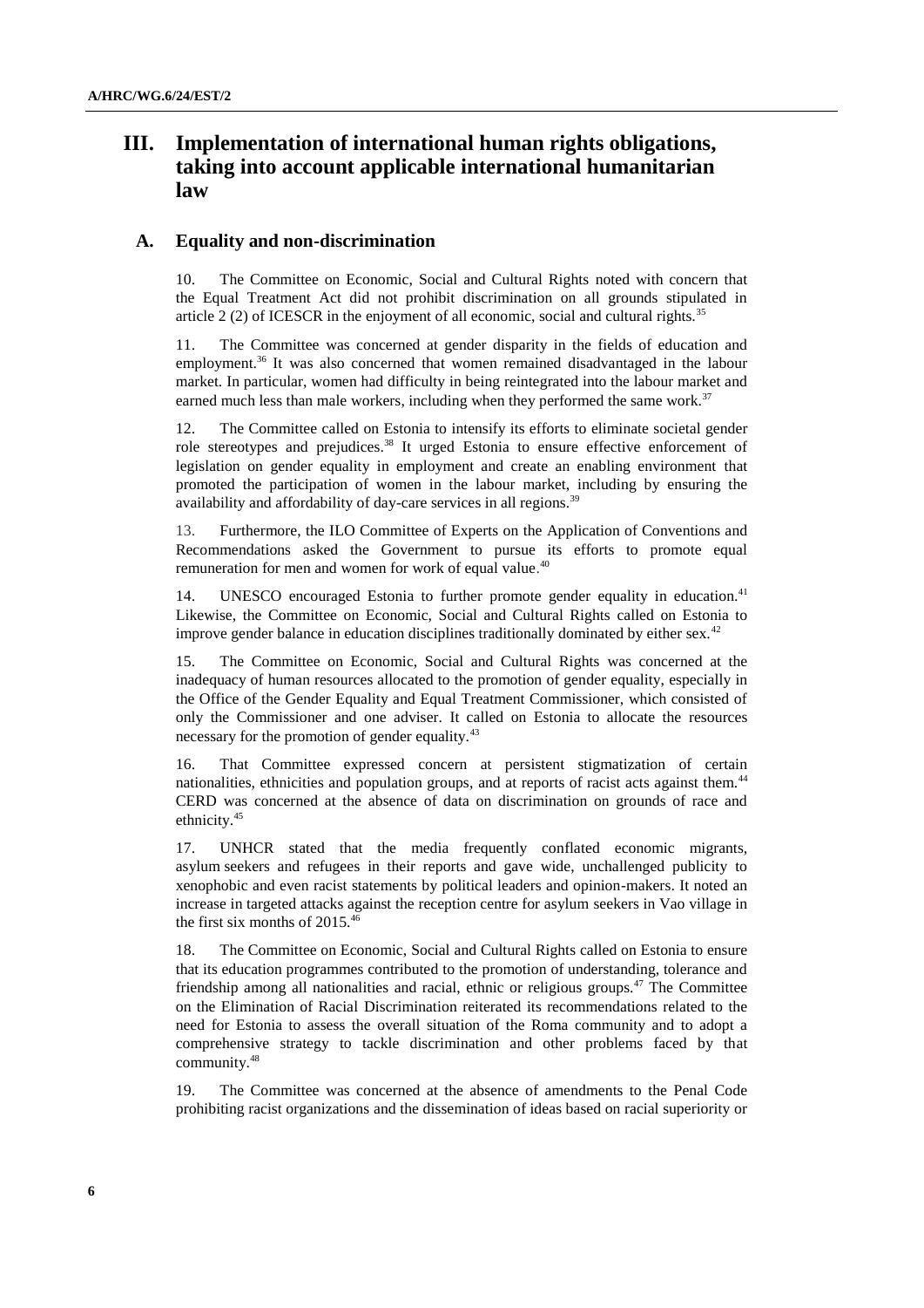## III. Implementation of international human rights obligations, taking into account applicable international humanitarian law

### A. Equality and non-discrimination

10. The Committee on Economic, Social and Cultural Rights noted with concern that the Equal Treatment Act did not prohibit discrimination on all grounds stipulated in article 2 (2) of ICESCR in the enjoyment of all economic, social and cultural rights.[35]

11. The Committee was concerned at gender disparity in the fields of education and employment.[36] It was also concerned that women remained disadvantaged in the labour market. In particular, women had difficulty in being reintegrated into the labour market and earned much less than male workers, including when they performed the same work.[37]

12. The Committee called on Estonia to intensify its efforts to eliminate societal gender role stereotypes and prejudices.[38] It urged Estonia to ensure effective enforcement of legislation on gender equality in employment and create an enabling environment that promoted the participation of women in the labour market, including by ensuring the availability and affordability of day-care services in all regions.[39]

13. Furthermore, the ILO Committee of Experts on the Application of Conventions and Recommendations asked the Government to pursue its efforts to promote equal remuneration for men and women for work of equal value.[40]

14. UNESCO encouraged Estonia to further promote gender equality in education.[41] Likewise, the Committee on Economic, Social and Cultural Rights called on Estonia to improve gender balance in education disciplines traditionally dominated by either sex.[42]

15. The Committee on Economic, Social and Cultural Rights was concerned at the inadequacy of human resources allocated to the promotion of gender equality, especially in the Office of the Gender Equality and Equal Treatment Commissioner, which consisted of only the Commissioner and one adviser. It called on Estonia to allocate the resources necessary for the promotion of gender equality.[43]

16. That Committee expressed concern at persistent stigmatization of certain nationalities, ethnicities and population groups, and at reports of racist acts against them.[44] CERD was concerned at the absence of data on discrimination on grounds of race and ethnicity.[45]

17. UNHCR stated that the media frequently conflated economic migrants, asylum seekers and refugees in their reports and gave wide, unchallenged publicity to xenophobic and even racist statements by political leaders and opinion-makers. It noted an increase in targeted attacks against the reception centre for asylum seekers in Vao village in the first six months of 2015.[46]

18. The Committee on Economic, Social and Cultural Rights called on Estonia to ensure that its education programmes contributed to the promotion of understanding, tolerance and friendship among all nationalities and racial, ethnic or religious groups.[47] The Committee on the Elimination of Racial Discrimination reiterated its recommendations related to the need for Estonia to assess the overall situation of the Roma community and to adopt a comprehensive strategy to tackle discrimination and other problems faced by that community.[48]

19. The Committee was concerned at the absence of amendments to the Penal Code prohibiting racist organizations and the dissemination of ideas based on racial superiority or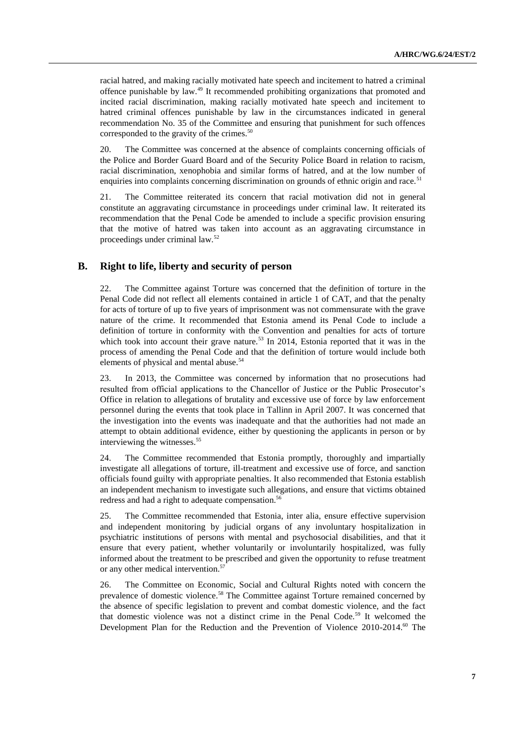racial hatred, and making racially motivated hate speech and incitement to hatred a criminal offence punishable by law.[49] It recommended prohibiting organizations that promoted and incited racial discrimination, making racially motivated hate speech and incitement to hatred criminal offences punishable by law in the circumstances indicated in general recommendation No. 35 of the Committee and ensuring that punishment for such offences corresponded to the gravity of the crimes.[50]

20. The Committee was concerned at the absence of complaints concerning officials of the Police and Border Guard Board and of the Security Police Board in relation to racism, racial discrimination, xenophobia and similar forms of hatred, and at the low number of enquiries into complaints concerning discrimination on grounds of ethnic origin and race.[51]

21. The Committee reiterated its concern that racial motivation did not in general constitute an aggravating circumstance in proceedings under criminal law. It reiterated its recommendation that the Penal Code be amended to include a specific provision ensuring that the motive of hatred was taken into account as an aggravating circumstance in proceedings under criminal law.[52]

## B. Right to life, liberty and security of person

22. The Committee against Torture was concerned that the definition of torture in the Penal Code did not reflect all elements contained in article 1 of CAT, and that the penalty for acts of torture of up to five years of imprisonment was not commensurate with the grave nature of the crime. It recommended that Estonia amend its Penal Code to include a definition of torture in conformity with the Convention and penalties for acts of torture which took into account their grave nature.[53] In 2014, Estonia reported that it was in the process of amending the Penal Code and that the definition of torture would include both elements of physical and mental abuse.[54]

23. In 2013, the Committee was concerned by information that no prosecutions had resulted from official applications to the Chancellor of Justice or the Public Prosecutor's Office in relation to allegations of brutality and excessive use of force by law enforcement personnel during the events that took place in Tallinn in April 2007. It was concerned that the investigation into the events was inadequate and that the authorities had not made an attempt to obtain additional evidence, either by questioning the applicants in person or by interviewing the witnesses.[55]

24. The Committee recommended that Estonia promptly, thoroughly and impartially investigate all allegations of torture, ill-treatment and excessive use of force, and sanction officials found guilty with appropriate penalties. It also recommended that Estonia establish an independent mechanism to investigate such allegations, and ensure that victims obtained redress and had a right to adequate compensation.[56]

25. The Committee recommended that Estonia, inter alia, ensure effective supervision and independent monitoring by judicial organs of any involuntary hospitalization in psychiatric institutions of persons with mental and psychosocial disabilities, and that it ensure that every patient, whether voluntarily or involuntarily hospitalized, was fully informed about the treatment to be prescribed and given the opportunity to refuse treatment or any other medical intervention.[57]

26. The Committee on Economic, Social and Cultural Rights noted with concern the prevalence of domestic violence.[58] The Committee against Torture remained concerned by the absence of specific legislation to prevent and combat domestic violence, and the fact that domestic violence was not a distinct crime in the Penal Code.[59] It welcomed the Development Plan for the Reduction and the Prevention of Violence 2010-2014.[60] The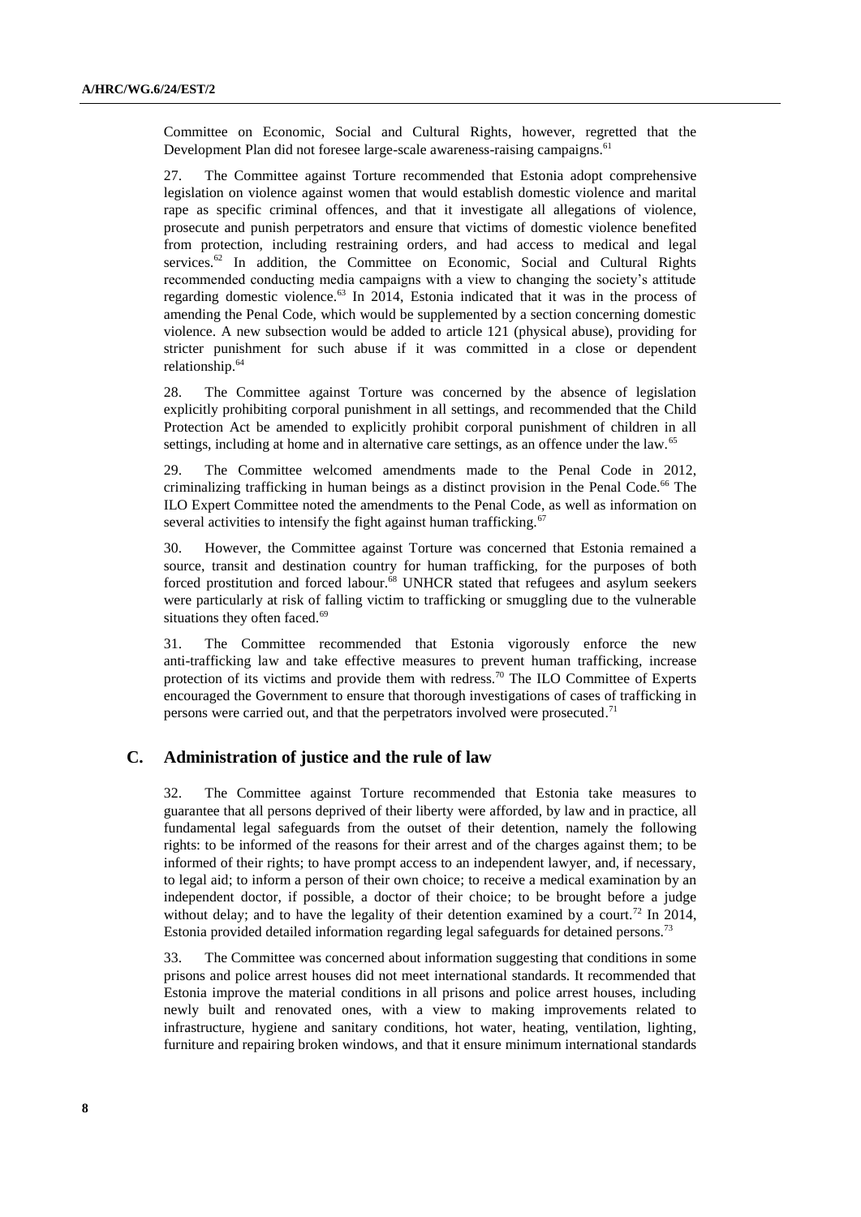Committee on Economic, Social and Cultural Rights, however, regretted that the Development Plan did not foresee large-scale awareness-raising campaigns.[61]

27. The Committee against Torture recommended that Estonia adopt comprehensive legislation on violence against women that would establish domestic violence and marital rape as specific criminal offences, and that it investigate all allegations of violence, prosecute and punish perpetrators and ensure that victims of domestic violence benefited from protection, including restraining orders, and had access to medical and legal services.[62] In addition, the Committee on Economic, Social and Cultural Rights recommended conducting media campaigns with a view to changing the society's attitude regarding domestic violence.[63] In 2014, Estonia indicated that it was in the process of amending the Penal Code, which would be supplemented by a section concerning domestic violence. A new subsection would be added to article 121 (physical abuse), providing for stricter punishment for such abuse if it was committed in a close or dependent relationship.[64]

28. The Committee against Torture was concerned by the absence of legislation explicitly prohibiting corporal punishment in all settings, and recommended that the Child Protection Act be amended to explicitly prohibit corporal punishment of children in all settings, including at home and in alternative care settings, as an offence under the law.[65]

29. The Committee welcomed amendments made to the Penal Code in 2012, criminalizing trafficking in human beings as a distinct provision in the Penal Code.[66] The ILO Expert Committee noted the amendments to the Penal Code, as well as information on several activities to intensify the fight against human trafficking.[67]

30. However, the Committee against Torture was concerned that Estonia remained a source, transit and destination country for human trafficking, for the purposes of both forced prostitution and forced labour.[68] UNHCR stated that refugees and asylum seekers were particularly at risk of falling victim to trafficking or smuggling due to the vulnerable situations they often faced.[69]

31. The Committee recommended that Estonia vigorously enforce the new anti-trafficking law and take effective measures to prevent human trafficking, increase protection of its victims and provide them with redress.[70] The ILO Committee of Experts encouraged the Government to ensure that thorough investigations of cases of trafficking in persons were carried out, and that the perpetrators involved were prosecuted.[71]

## C. Administration of justice and the rule of law

32. The Committee against Torture recommended that Estonia take measures to guarantee that all persons deprived of their liberty were afforded, by law and in practice, all fundamental legal safeguards from the outset of their detention, namely the following rights: to be informed of the reasons for their arrest and of the charges against them; to be informed of their rights; to have prompt access to an independent lawyer, and, if necessary, to legal aid; to inform a person of their own choice; to receive a medical examination by an independent doctor, if possible, a doctor of their choice; to be brought before a judge without delay; and to have the legality of their detention examined by a court.[72] In 2014, Estonia provided detailed information regarding legal safeguards for detained persons.[73]

33. The Committee was concerned about information suggesting that conditions in some prisons and police arrest houses did not meet international standards. It recommended that Estonia improve the material conditions in all prisons and police arrest houses, including newly built and renovated ones, with a view to making improvements related to infrastructure, hygiene and sanitary conditions, hot water, heating, ventilation, lighting, furniture and repairing broken windows, and that it ensure minimum international standards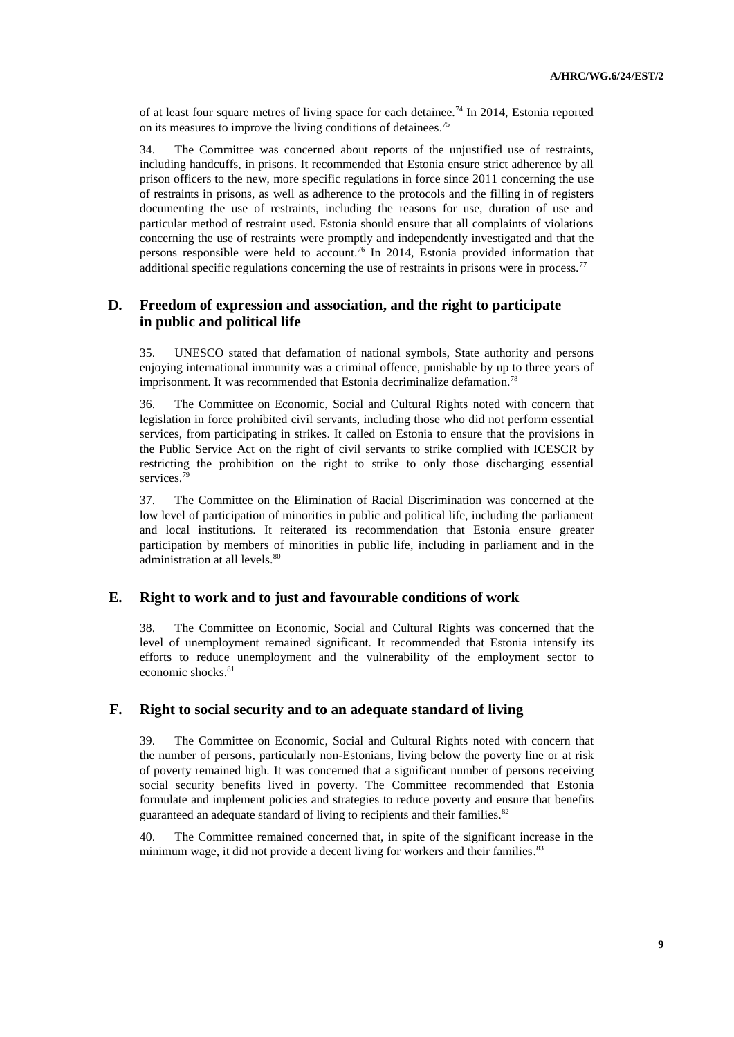of at least four square metres of living space for each detainee.[74] In 2014, Estonia reported on its measures to improve the living conditions of detainees.[75]

34. The Committee was concerned about reports of the unjustified use of restraints, including handcuffs, in prisons. It recommended that Estonia ensure strict adherence by all prison officers to the new, more specific regulations in force since 2011 concerning the use of restraints in prisons, as well as adherence to the protocols and the filling in of registers documenting the use of restraints, including the reasons for use, duration of use and particular method of restraint used. Estonia should ensure that all complaints of violations concerning the use of restraints were promptly and independently investigated and that the persons responsible were held to account.[76] In 2014, Estonia provided information that additional specific regulations concerning the use of restraints in prisons were in process.[77]

## D. Freedom of expression and association, and the right to participate in public and political life

35. UNESCO stated that defamation of national symbols, State authority and persons enjoying international immunity was a criminal offence, punishable by up to three years of imprisonment. It was recommended that Estonia decriminalize defamation.[78]

36. The Committee on Economic, Social and Cultural Rights noted with concern that legislation in force prohibited civil servants, including those who did not perform essential services, from participating in strikes. It called on Estonia to ensure that the provisions in the Public Service Act on the right of civil servants to strike complied with ICESCR by restricting the prohibition on the right to strike to only those discharging essential services.[79]

37. The Committee on the Elimination of Racial Discrimination was concerned at the low level of participation of minorities in public and political life, including the parliament and local institutions. It reiterated its recommendation that Estonia ensure greater participation by members of minorities in public life, including in parliament and in the administration at all levels.[80]

## E. Right to work and to just and favourable conditions of work

38. The Committee on Economic, Social and Cultural Rights was concerned that the level of unemployment remained significant. It recommended that Estonia intensify its efforts to reduce unemployment and the vulnerability of the employment sector to economic shocks.[81]

## F. Right to social security and to an adequate standard of living

39. The Committee on Economic, Social and Cultural Rights noted with concern that the number of persons, particularly non-Estonians, living below the poverty line or at risk of poverty remained high. It was concerned that a significant number of persons receiving social security benefits lived in poverty. The Committee recommended that Estonia formulate and implement policies and strategies to reduce poverty and ensure that benefits guaranteed an adequate standard of living to recipients and their families.[82]

40. The Committee remained concerned that, in spite of the significant increase in the minimum wage, it did not provide a decent living for workers and their families.[83]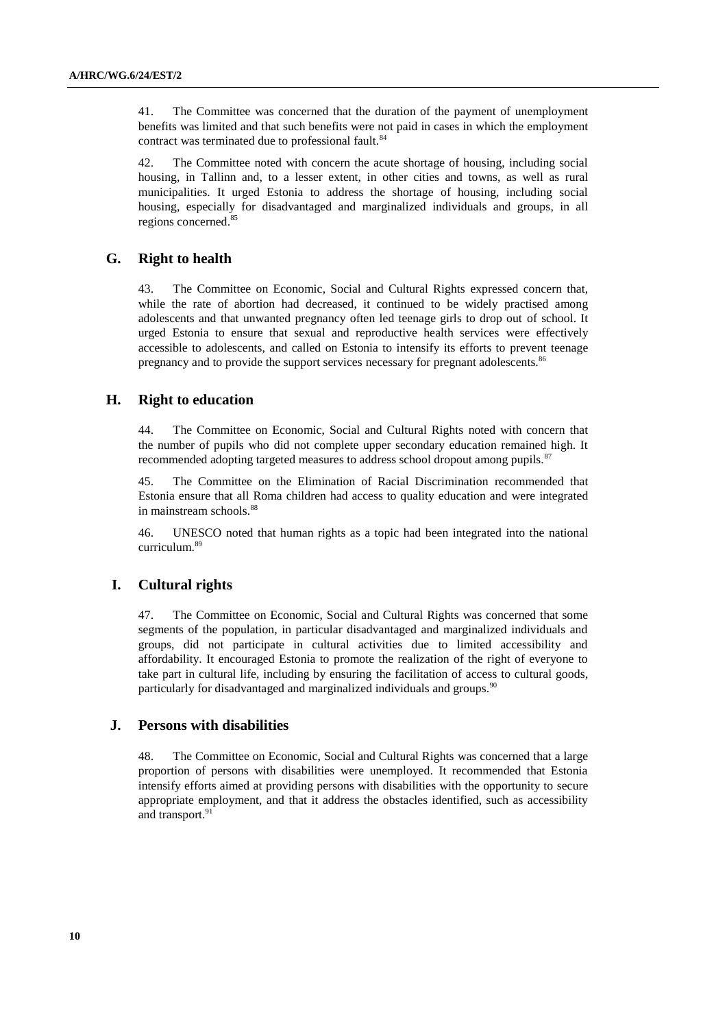41. The Committee was concerned that the duration of the payment of unemployment benefits was limited and that such benefits were not paid in cases in which the employment contract was terminated due to professional fault.[84]

42. The Committee noted with concern the acute shortage of housing, including social housing, in Tallinn and, to a lesser extent, in other cities and towns, as well as rural municipalities. It urged Estonia to address the shortage of housing, including social housing, especially for disadvantaged and marginalized individuals and groups, in all regions concerned.[85]

## G. Right to health

43. The Committee on Economic, Social and Cultural Rights expressed concern that, while the rate of abortion had decreased, it continued to be widely practised among adolescents and that unwanted pregnancy often led teenage girls to drop out of school. It urged Estonia to ensure that sexual and reproductive health services were effectively accessible to adolescents, and called on Estonia to intensify its efforts to prevent teenage pregnancy and to provide the support services necessary for pregnant adolescents.[86]

## H. Right to education

44. The Committee on Economic, Social and Cultural Rights noted with concern that the number of pupils who did not complete upper secondary education remained high. It recommended adopting targeted measures to address school dropout among pupils.[87]

45. The Committee on the Elimination of Racial Discrimination recommended that Estonia ensure that all Roma children had access to quality education and were integrated in mainstream schools.[88]

46. UNESCO noted that human rights as a topic had been integrated into the national curriculum.[89]

## I. Cultural rights

47. The Committee on Economic, Social and Cultural Rights was concerned that some segments of the population, in particular disadvantaged and marginalized individuals and groups, did not participate in cultural activities due to limited accessibility and affordability. It encouraged Estonia to promote the realization of the right of everyone to take part in cultural life, including by ensuring the facilitation of access to cultural goods, particularly for disadvantaged and marginalized individuals and groups.[90]

## J. Persons with disabilities

48. The Committee on Economic, Social and Cultural Rights was concerned that a large proportion of persons with disabilities were unemployed. It recommended that Estonia intensify efforts aimed at providing persons with disabilities with the opportunity to secure appropriate employment, and that it address the obstacles identified, such as accessibility and transport.[91]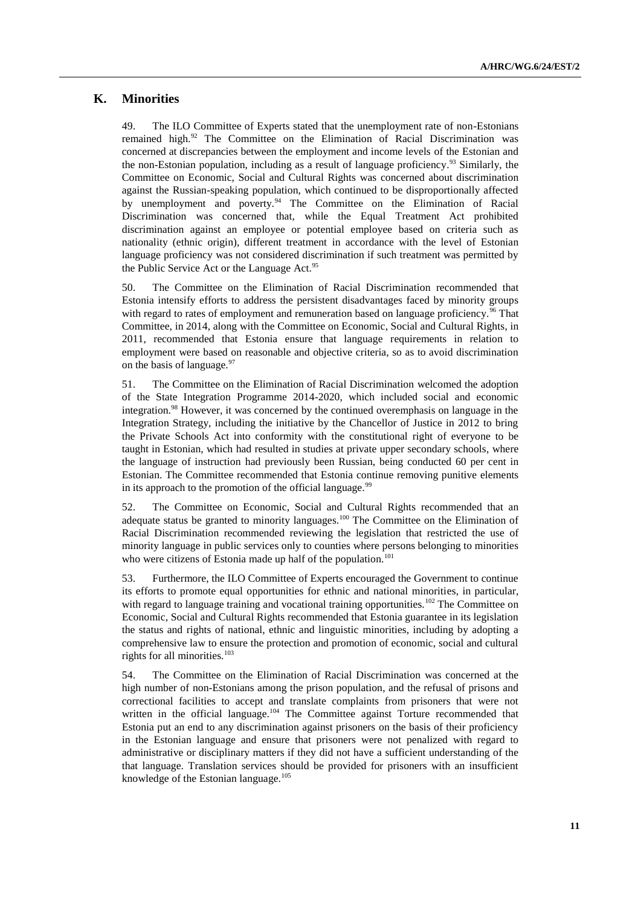## K. Minorities

49. The ILO Committee of Experts stated that the unemployment rate of non-Estonians remained high.[92] The Committee on the Elimination of Racial Discrimination was concerned at discrepancies between the employment and income levels of the Estonian and the non-Estonian population, including as a result of language proficiency.[93] Similarly, the Committee on Economic, Social and Cultural Rights was concerned about discrimination against the Russian-speaking population, which continued to be disproportionally affected by unemployment and poverty.[94] The Committee on the Elimination of Racial Discrimination was concerned that, while the Equal Treatment Act prohibited discrimination against an employee or potential employee based on criteria such as nationality (ethnic origin), different treatment in accordance with the level of Estonian language proficiency was not considered discrimination if such treatment was permitted by the Public Service Act or the Language Act.[95]

50. The Committee on the Elimination of Racial Discrimination recommended that Estonia intensify efforts to address the persistent disadvantages faced by minority groups with regard to rates of employment and remuneration based on language proficiency.[96] That Committee, in 2014, along with the Committee on Economic, Social and Cultural Rights, in 2011, recommended that Estonia ensure that language requirements in relation to employment were based on reasonable and objective criteria, so as to avoid discrimination on the basis of language.[97]

51. The Committee on the Elimination of Racial Discrimination welcomed the adoption of the State Integration Programme 2014-2020, which included social and economic integration.[98] However, it was concerned by the continued overemphasis on language in the Integration Strategy, including the initiative by the Chancellor of Justice in 2012 to bring the Private Schools Act into conformity with the constitutional right of everyone to be taught in Estonian, which had resulted in studies at private upper secondary schools, where the language of instruction had previously been Russian, being conducted 60 per cent in Estonian. The Committee recommended that Estonia continue removing punitive elements in its approach to the promotion of the official language.[99]

52. The Committee on Economic, Social and Cultural Rights recommended that an adequate status be granted to minority languages.[100] The Committee on the Elimination of Racial Discrimination recommended reviewing the legislation that restricted the use of minority language in public services only to counties where persons belonging to minorities who were citizens of Estonia made up half of the population.[101]

53. Furthermore, the ILO Committee of Experts encouraged the Government to continue its efforts to promote equal opportunities for ethnic and national minorities, in particular, with regard to language training and vocational training opportunities.[102] The Committee on Economic, Social and Cultural Rights recommended that Estonia guarantee in its legislation the status and rights of national, ethnic and linguistic minorities, including by adopting a comprehensive law to ensure the protection and promotion of economic, social and cultural rights for all minorities.[103]

54. The Committee on the Elimination of Racial Discrimination was concerned at the high number of non-Estonians among the prison population, and the refusal of prisons and correctional facilities to accept and translate complaints from prisoners that were not written in the official language.[104] The Committee against Torture recommended that Estonia put an end to any discrimination against prisoners on the basis of their proficiency in the Estonian language and ensure that prisoners were not penalized with regard to administrative or disciplinary matters if they did not have a sufficient understanding of the that language. Translation services should be provided for prisoners with an insufficient knowledge of the Estonian language.[105]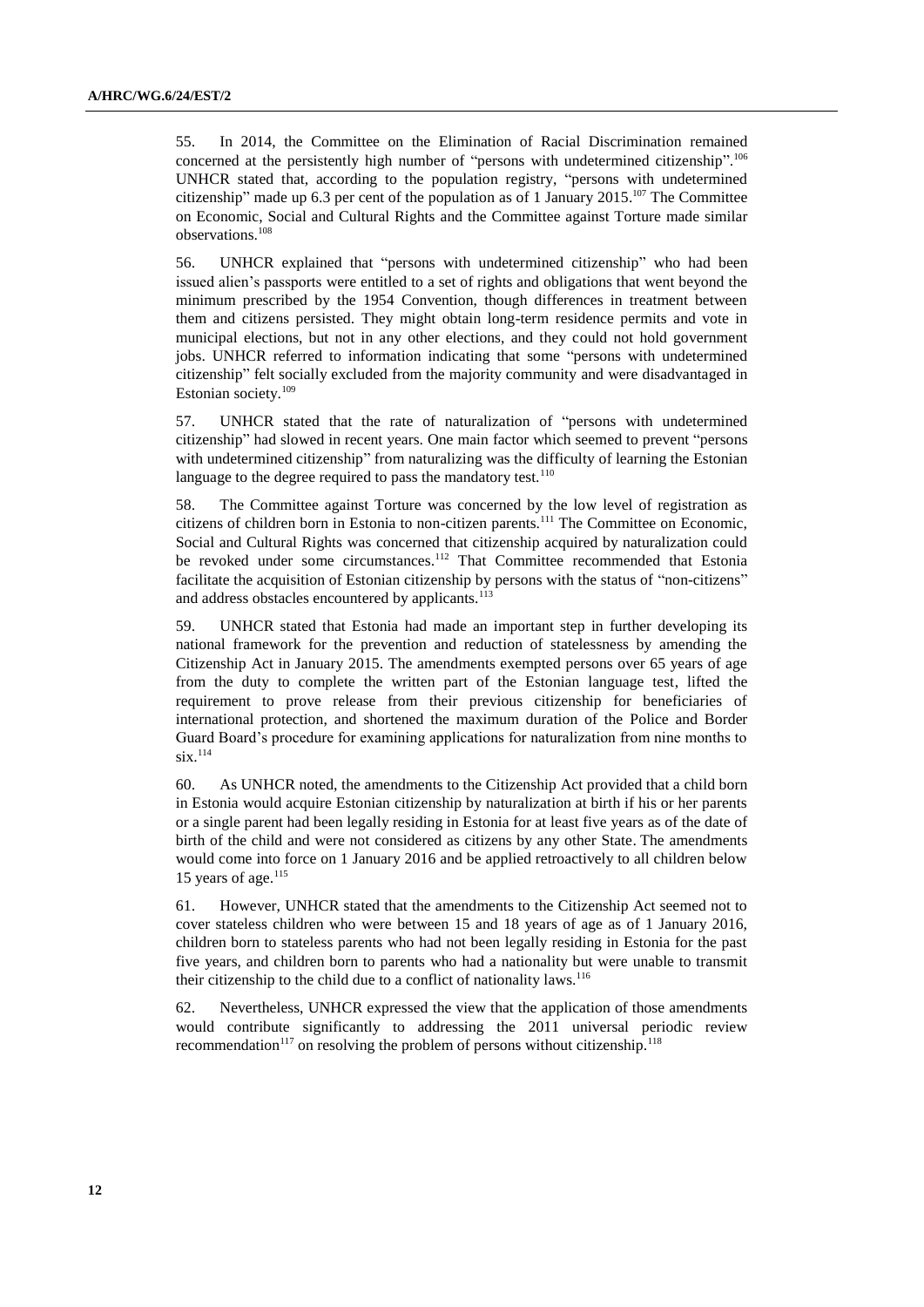55. In 2014, the Committee on the Elimination of Racial Discrimination remained concerned at the persistently high number of "persons with undetermined citizenship".[106] UNHCR stated that, according to the population registry, "persons with undetermined citizenship" made up 6.3 per cent of the population as of 1 January 2015.[107] The Committee on Economic, Social and Cultural Rights and the Committee against Torture made similar observations.[108]

56. UNHCR explained that "persons with undetermined citizenship" who had been issued alien's passports were entitled to a set of rights and obligations that went beyond the minimum prescribed by the 1954 Convention, though differences in treatment between them and citizens persisted. They might obtain long-term residence permits and vote in municipal elections, but not in any other elections, and they could not hold government jobs. UNHCR referred to information indicating that some "persons with undetermined citizenship" felt socially excluded from the majority community and were disadvantaged in Estonian society.[109]

57. UNHCR stated that the rate of naturalization of "persons with undetermined citizenship" had slowed in recent years. One main factor which seemed to prevent "persons with undetermined citizenship" from naturalizing was the difficulty of learning the Estonian language to the degree required to pass the mandatory test.[110]

58. The Committee against Torture was concerned by the low level of registration as citizens of children born in Estonia to non-citizen parents.[111] The Committee on Economic, Social and Cultural Rights was concerned that citizenship acquired by naturalization could be revoked under some circumstances.[112] That Committee recommended that Estonia facilitate the acquisition of Estonian citizenship by persons with the status of "non-citizens" and address obstacles encountered by applicants.[113]

59. UNHCR stated that Estonia had made an important step in further developing its national framework for the prevention and reduction of statelessness by amending the Citizenship Act in January 2015. The amendments exempted persons over 65 years of age from the duty to complete the written part of the Estonian language test, lifted the requirement to prove release from their previous citizenship for beneficiaries of international protection, and shortened the maximum duration of the Police and Border Guard Board's procedure for examining applications for naturalization from nine months to six.[114]

60. As UNHCR noted, the amendments to the Citizenship Act provided that a child born in Estonia would acquire Estonian citizenship by naturalization at birth if his or her parents or a single parent had been legally residing in Estonia for at least five years as of the date of birth of the child and were not considered as citizens by any other State. The amendments would come into force on 1 January 2016 and be applied retroactively to all children below 15 years of age.[115]

61. However, UNHCR stated that the amendments to the Citizenship Act seemed not to cover stateless children who were between 15 and 18 years of age as of 1 January 2016, children born to stateless parents who had not been legally residing in Estonia for the past five years, and children born to parents who had a nationality but were unable to transmit their citizenship to the child due to a conflict of nationality laws.[116]

62. Nevertheless, UNHCR expressed the view that the application of those amendments would contribute significantly to addressing the 2011 universal periodic review recommendation[117] on resolving the problem of persons without citizenship.[118]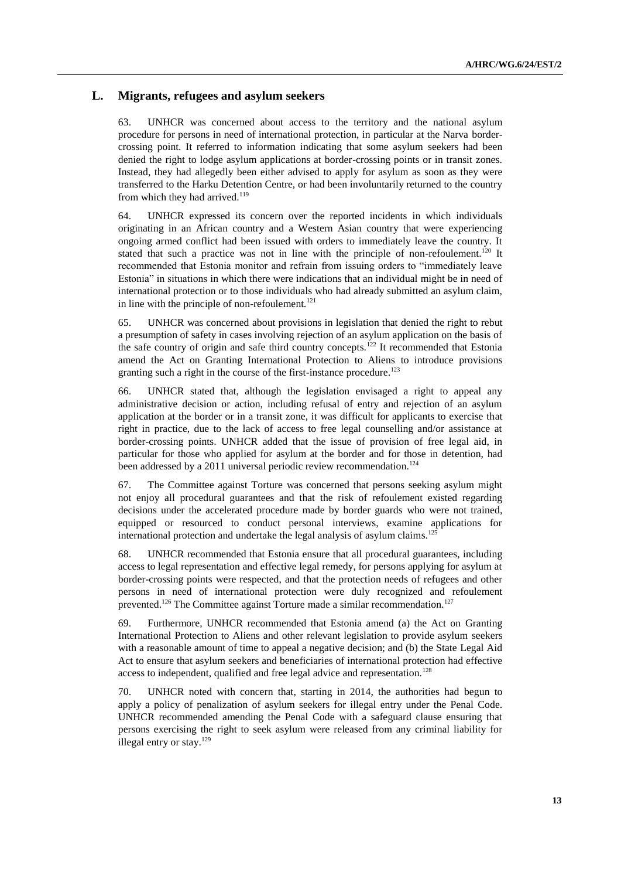## L. Migrants, refugees and asylum seekers

63. UNHCR was concerned about access to the territory and the national asylum procedure for persons in need of international protection, in particular at the Narva border-crossing point. It referred to information indicating that some asylum seekers had been denied the right to lodge asylum applications at border-crossing points or in transit zones. Instead, they had allegedly been either advised to apply for asylum as soon as they were transferred to the Harku Detention Centre, or had been involuntarily returned to the country from which they had arrived.[119]

64. UNHCR expressed its concern over the reported incidents in which individuals originating in an African country and a Western Asian country that were experiencing ongoing armed conflict had been issued with orders to immediately leave the country. It stated that such a practice was not in line with the principle of non-refoulement.[120] It recommended that Estonia monitor and refrain from issuing orders to "immediately leave Estonia" in situations in which there were indications that an individual might be in need of international protection or to those individuals who had already submitted an asylum claim, in line with the principle of non-refoulement.[121]

65. UNHCR was concerned about provisions in legislation that denied the right to rebut a presumption of safety in cases involving rejection of an asylum application on the basis of the safe country of origin and safe third country concepts.[122] It recommended that Estonia amend the Act on Granting International Protection to Aliens to introduce provisions granting such a right in the course of the first-instance procedure.[123]

66. UNHCR stated that, although the legislation envisaged a right to appeal any administrative decision or action, including refusal of entry and rejection of an asylum application at the border or in a transit zone, it was difficult for applicants to exercise that right in practice, due to the lack of access to free legal counselling and/or assistance at border-crossing points. UNHCR added that the issue of provision of free legal aid, in particular for those who applied for asylum at the border and for those in detention, had been addressed by a 2011 universal periodic review recommendation.[124]

67. The Committee against Torture was concerned that persons seeking asylum might not enjoy all procedural guarantees and that the risk of refoulement existed regarding decisions under the accelerated procedure made by border guards who were not trained, equipped or resourced to conduct personal interviews, examine applications for international protection and undertake the legal analysis of asylum claims.[125]

68. UNHCR recommended that Estonia ensure that all procedural guarantees, including access to legal representation and effective legal remedy, for persons applying for asylum at border-crossing points were respected, and that the protection needs of refugees and other persons in need of international protection were duly recognized and refoulement prevented.[126] The Committee against Torture made a similar recommendation.[127]

69. Furthermore, UNHCR recommended that Estonia amend (a) the Act on Granting International Protection to Aliens and other relevant legislation to provide asylum seekers with a reasonable amount of time to appeal a negative decision; and (b) the State Legal Aid Act to ensure that asylum seekers and beneficiaries of international protection had effective access to independent, qualified and free legal advice and representation.[128]

70. UNHCR noted with concern that, starting in 2014, the authorities had begun to apply a policy of penalization of asylum seekers for illegal entry under the Penal Code. UNHCR recommended amending the Penal Code with a safeguard clause ensuring that persons exercising the right to seek asylum were released from any criminal liability for illegal entry or stay.[129]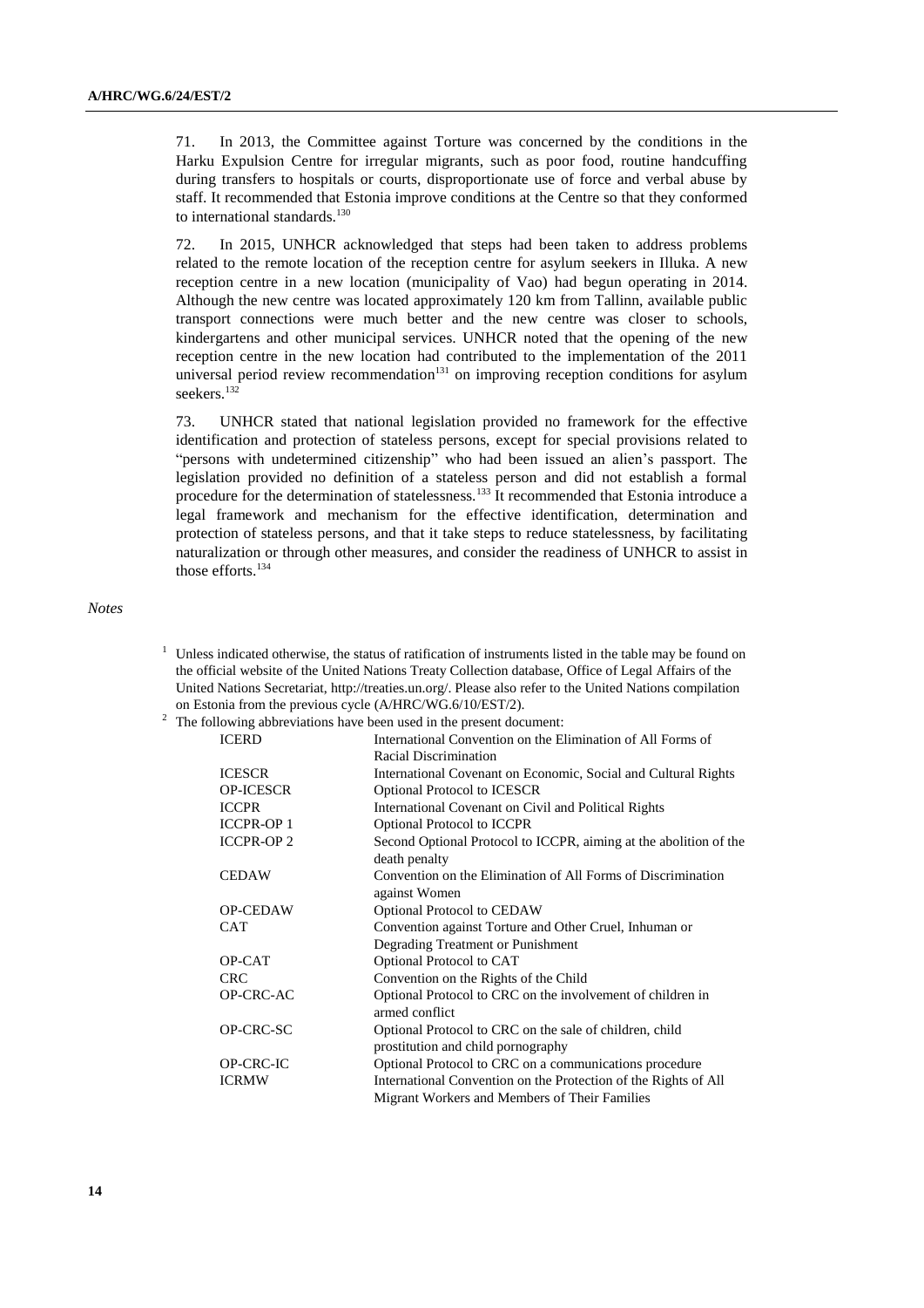71. In 2013, the Committee against Torture was concerned by the conditions in the Harku Expulsion Centre for irregular migrants, such as poor food, routine handcuffing during transfers to hospitals or courts, disproportionate use of force and verbal abuse by staff. It recommended that Estonia improve conditions at the Centre so that they conformed to international standards.[130]

72. In 2015, UNHCR acknowledged that steps had been taken to address problems related to the remote location of the reception centre for asylum seekers in Illuka. A new reception centre in a new location (municipality of Vao) had begun operating in 2014. Although the new centre was located approximately 120 km from Tallinn, available public transport connections were much better and the new centre was closer to schools, kindergartens and other municipal services. UNHCR noted that the opening of the new reception centre in the new location had contributed to the implementation of the 2011 universal period review recommendation[131] on improving reception conditions for asylum seekers.[132]

73. UNHCR stated that national legislation provided no framework for the effective identification and protection of stateless persons, except for special provisions related to "persons with undetermined citizenship" who had been issued an alien's passport. The legislation provided no definition of a stateless person and did not establish a formal procedure for the determination of statelessness.[133] It recommended that Estonia introduce a legal framework and mechanism for the effective identification, determination and protection of stateless persons, and that it take steps to reduce statelessness, by facilitating naturalization or through other measures, and consider the readiness of UNHCR to assist in those efforts.[134]

*Notes*

[1] Unless indicated otherwise, the status of ratification of instruments listed in the table may be found on the official website of the United Nations Treaty Collection database, Office of Legal Affairs of the United Nations Secretariat, http://treaties.un.org/. Please also refer to the United Nations compilation on Estonia from the previous cycle (A/HRC/WG.6/10/EST/2).

[2] The following abbreviations have been used in the present document:

| | |
|---|---|
| ICERD | International Convention on the Elimination of All Forms of Racial Discrimination |
| ICESCR | International Covenant on Economic, Social and Cultural Rights |
| OP-ICESCR | Optional Protocol to ICESCR |
| ICCPR | International Covenant on Civil and Political Rights |
| ICCPR-OP 1 | Optional Protocol to ICCPR |
| ICCPR-OP 2 | Second Optional Protocol to ICCPR, aiming at the abolition of the death penalty |
| CEDAW | Convention on the Elimination of All Forms of Discrimination against Women |
| OP-CEDAW | Optional Protocol to CEDAW |
| CAT | Convention against Torture and Other Cruel, Inhuman or Degrading Treatment or Punishment |
| OP-CAT | Optional Protocol to CAT |
| CRC | Convention on the Rights of the Child |
| OP-CRC-AC | Optional Protocol to CRC on the involvement of children in armed conflict |
| OP-CRC-SC | Optional Protocol to CRC on the sale of children, child prostitution and child pornography |
| OP-CRC-IC | Optional Protocol to CRC on a communications procedure |
| ICRMW | International Convention on the Protection of the Rights of All Migrant Workers and Members of Their Families |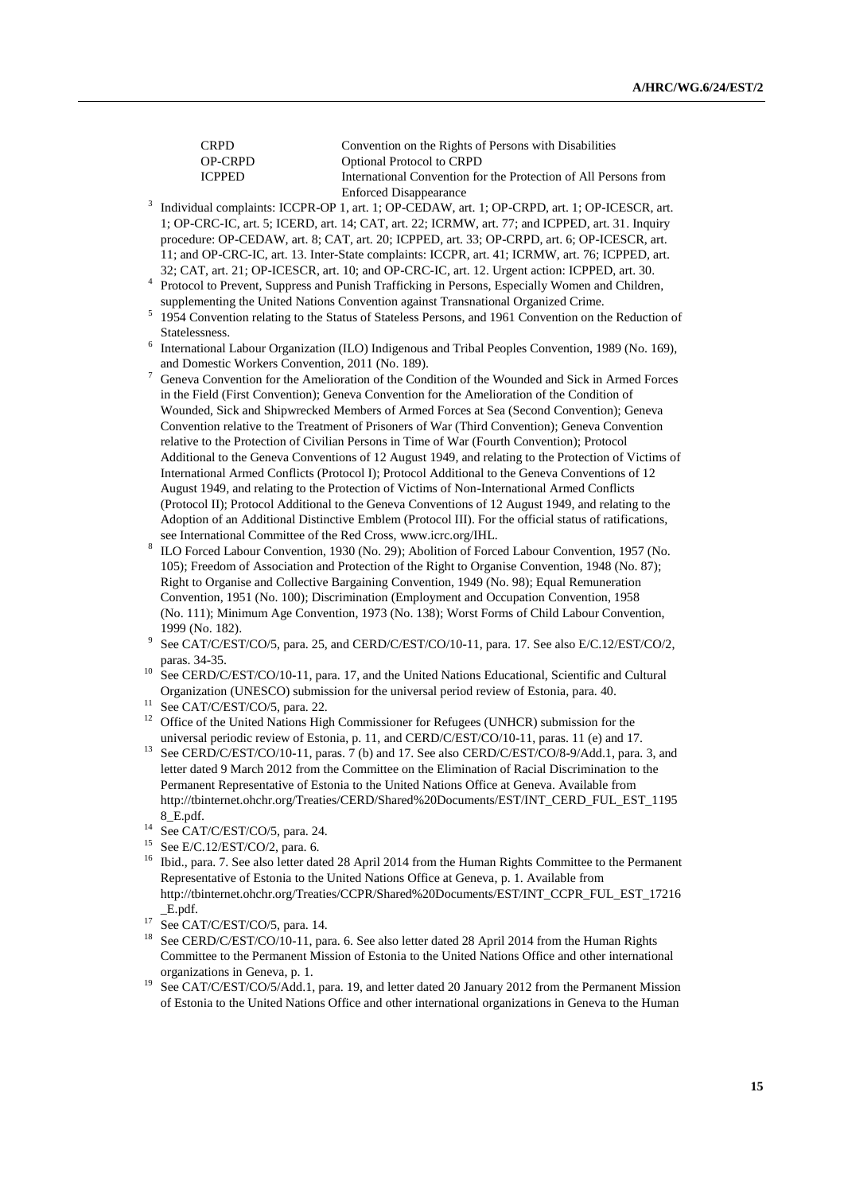| | |
|---|---|
| CRPD | Convention on the Rights of Persons with Disabilities |
| OP-CRPD | Optional Protocol to CRPD |
| ICPPED | International Convention for the Protection of All Persons from Enforced Disappearance |

[3] Individual complaints: ICCPR-OP 1, art. 1; OP-CEDAW, art. 1; OP-CRPD, art. 1; OP-ICESCR, art. 1; OP-CRC-IC, art. 5; ICERD, art. 14; CAT, art. 22; ICRMW, art. 77; and ICPPED, art. 31. Inquiry procedure: OP-CEDAW, art. 8; CAT, art. 20; ICPPED, art. 33; OP-CRPD, art. 6; OP-ICESCR, art. 11; and OP-CRC-IC, art. 13. Inter-State complaints: ICCPR, art. 41; ICRMW, art. 76; ICPPED, art. 32; CAT, art. 21; OP-ICESCR, art. 10; and OP-CRC-IC, art. 12. Urgent action: ICPPED, art. 30.

[4] Protocol to Prevent, Suppress and Punish Trafficking in Persons, Especially Women and Children, supplementing the United Nations Convention against Transnational Organized Crime.

[5] 1954 Convention relating to the Status of Stateless Persons, and 1961 Convention on the Reduction of Statelessness.

[6] International Labour Organization (ILO) Indigenous and Tribal Peoples Convention, 1989 (No. 169), and Domestic Workers Convention, 2011 (No. 189).

[7] Geneva Convention for the Amelioration of the Condition of the Wounded and Sick in Armed Forces in the Field (First Convention); Geneva Convention for the Amelioration of the Condition of Wounded, Sick and Shipwrecked Members of Armed Forces at Sea (Second Convention); Geneva Convention relative to the Treatment of Prisoners of War (Third Convention); Geneva Convention relative to the Protection of Civilian Persons in Time of War (Fourth Convention); Protocol Additional to the Geneva Conventions of 12 August 1949, and relating to the Protection of Victims of International Armed Conflicts (Protocol I); Protocol Additional to the Geneva Conventions of 12 August 1949, and relating to the Protection of Victims of Non-International Armed Conflicts (Protocol II); Protocol Additional to the Geneva Conventions of 12 August 1949, and relating to the Adoption of an Additional Distinctive Emblem (Protocol III). For the official status of ratifications, see International Committee of the Red Cross, www.icrc.org/IHL.

[8] ILO Forced Labour Convention, 1930 (No. 29); Abolition of Forced Labour Convention, 1957 (No. 105); Freedom of Association and Protection of the Right to Organise Convention, 1948 (No. 87); Right to Organise and Collective Bargaining Convention, 1949 (No. 98); Equal Remuneration Convention, 1951 (No. 100); Discrimination (Employment and Occupation Convention, 1958 (No. 111); Minimum Age Convention, 1973 (No. 138); Worst Forms of Child Labour Convention, 1999 (No. 182).

[9] See CAT/C/EST/CO/5, para. 25, and CERD/C/EST/CO/10-11, para. 17. See also E/C.12/EST/CO/2, paras. 34-35.

[10] See CERD/C/EST/CO/10-11, para. 17, and the United Nations Educational, Scientific and Cultural Organization (UNESCO) submission for the universal period review of Estonia, para. 40.

[11] See CAT/C/EST/CO/5, para. 22.

[12] Office of the United Nations High Commissioner for Refugees (UNHCR) submission for the universal periodic review of Estonia, p. 11, and CERD/C/EST/CO/10-11, paras. 11 (e) and 17.

[13] See CERD/C/EST/CO/10-11, paras. 7 (b) and 17. See also CERD/C/EST/CO/8-9/Add.1, para. 3, and letter dated 9 March 2012 from the Committee on the Elimination of Racial Discrimination to the Permanent Representative of Estonia to the United Nations Office at Geneva. Available from http://tbinternet.ohchr.org/Treaties/CERD/Shared%20Documents/EST/INT_CERD_FUL_EST_11958_E.pdf.

[14] See CAT/C/EST/CO/5, para. 24.

[15] See E/C.12/EST/CO/2, para. 6.

[16] Ibid., para. 7. See also letter dated 28 April 2014 from the Human Rights Committee to the Permanent Representative of Estonia to the United Nations Office at Geneva, p. 1. Available from http://tbinternet.ohchr.org/Treaties/CCPR/Shared%20Documents/EST/INT_CCPR_FUL_EST_17216_E.pdf.

[17] See CAT/C/EST/CO/5, para. 14.

[18] See CERD/C/EST/CO/10-11, para. 6. See also letter dated 28 April 2014 from the Human Rights Committee to the Permanent Mission of Estonia to the United Nations Office and other international organizations in Geneva, p. 1.

[19] See CAT/C/EST/CO/5/Add.1, para. 19, and letter dated 20 January 2012 from the Permanent Mission of Estonia to the United Nations Office and other international organizations in Geneva to the Human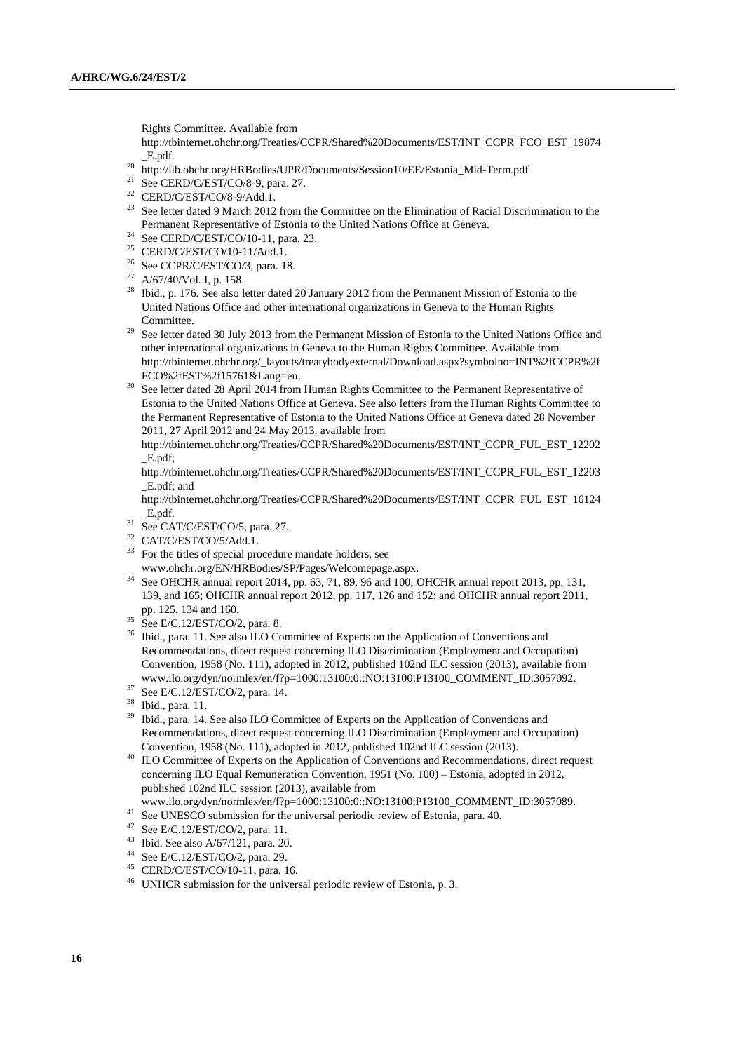Rights Committee. Available from http://tbinternet.ohchr.org/Treaties/CCPR/Shared%20Documents/EST/INT_CCPR_FCO_EST_19874_E.pdf.

[20] http://lib.ohchr.org/HRBodies/UPR/Documents/Session10/EE/Estonia_Mid-Term.pdf

[21] See CERD/C/EST/CO/8-9, para. 27.

[22] CERD/C/EST/CO/8-9/Add.1.

[23] See letter dated 9 March 2012 from the Committee on the Elimination of Racial Discrimination to the Permanent Representative of Estonia to the United Nations Office at Geneva.

[24] See CERD/C/EST/CO/10-11, para. 23.

[25] CERD/C/EST/CO/10-11/Add.1.

[26] See CCPR/C/EST/CO/3, para. 18.

[27] A/67/40/Vol. I, p. 158.

[28] Ibid., p. 176. See also letter dated 20 January 2012 from the Permanent Mission of Estonia to the United Nations Office and other international organizations in Geneva to the Human Rights Committee.

[29] See letter dated 30 July 2013 from the Permanent Mission of Estonia to the United Nations Office and other international organizations in Geneva to the Human Rights Committee. Available from http://tbinternet.ohchr.org/_layouts/treatybodyexternal/Download.aspx?symbolno=INT%2fCCPR%2fFCO%2fEST%2f15761&Lang=en.

[30] See letter dated 28 April 2014 from Human Rights Committee to the Permanent Representative of Estonia to the United Nations Office at Geneva. See also letters from the Human Rights Committee to the Permanent Representative of Estonia to the United Nations Office at Geneva dated 28 November 2011, 27 April 2012 and 24 May 2013, available from http://tbinternet.ohchr.org/Treaties/CCPR/Shared%20Documents/EST/INT_CCPR_FUL_EST_12202_E.pdf; http://tbinternet.ohchr.org/Treaties/CCPR/Shared%20Documents/EST/INT_CCPR_FUL_EST_12203_E.pdf; and http://tbinternet.ohchr.org/Treaties/CCPR/Shared%20Documents/EST/INT_CCPR_FUL_EST_16124_E.pdf.

[31] See CAT/C/EST/CO/5, para. 27.

[32] CAT/C/EST/CO/5/Add.1.

[33] For the titles of special procedure mandate holders, see www.ohchr.org/EN/HRBodies/SP/Pages/Welcomepage.aspx.

[34] See OHCHR annual report 2014, pp. 63, 71, 89, 96 and 100; OHCHR annual report 2013, pp. 131, 139, and 165; OHCHR annual report 2012, pp. 117, 126 and 152; and OHCHR annual report 2011, pp. 125, 134 and 160.

[35] See E/C.12/EST/CO/2, para. 8.

[36] Ibid., para. 11. See also ILO Committee of Experts on the Application of Conventions and Recommendations, direct request concerning ILO Discrimination (Employment and Occupation) Convention, 1958 (No. 111), adopted in 2012, published 102nd ILC session (2013), available from www.ilo.org/dyn/normlex/en/f?p=1000:13100:0::NO:13100:P13100_COMMENT_ID:3057092.

[37] See E/C.12/EST/CO/2, para. 14.

[38] Ibid., para. 11.

[39] Ibid., para. 14. See also ILO Committee of Experts on the Application of Conventions and Recommendations, direct request concerning ILO Discrimination (Employment and Occupation) Convention, 1958 (No. 111), adopted in 2012, published 102nd ILC session (2013).

[40] ILO Committee of Experts on the Application of Conventions and Recommendations, direct request concerning ILO Equal Remuneration Convention, 1951 (No. 100) – Estonia, adopted in 2012, published 102nd ILC session (2013), available from www.ilo.org/dyn/normlex/en/f?p=1000:13100:0::NO:13100:P13100_COMMENT_ID:3057089.

[41] See UNESCO submission for the universal periodic review of Estonia, para. 40.

[42] See E/C.12/EST/CO/2, para. 11.

[43] Ibid. See also A/67/121, para. 20.

[44] See E/C.12/EST/CO/2, para. 29.

[45] CERD/C/EST/CO/10-11, para. 16.

[46] UNHCR submission for the universal periodic review of Estonia, p. 3.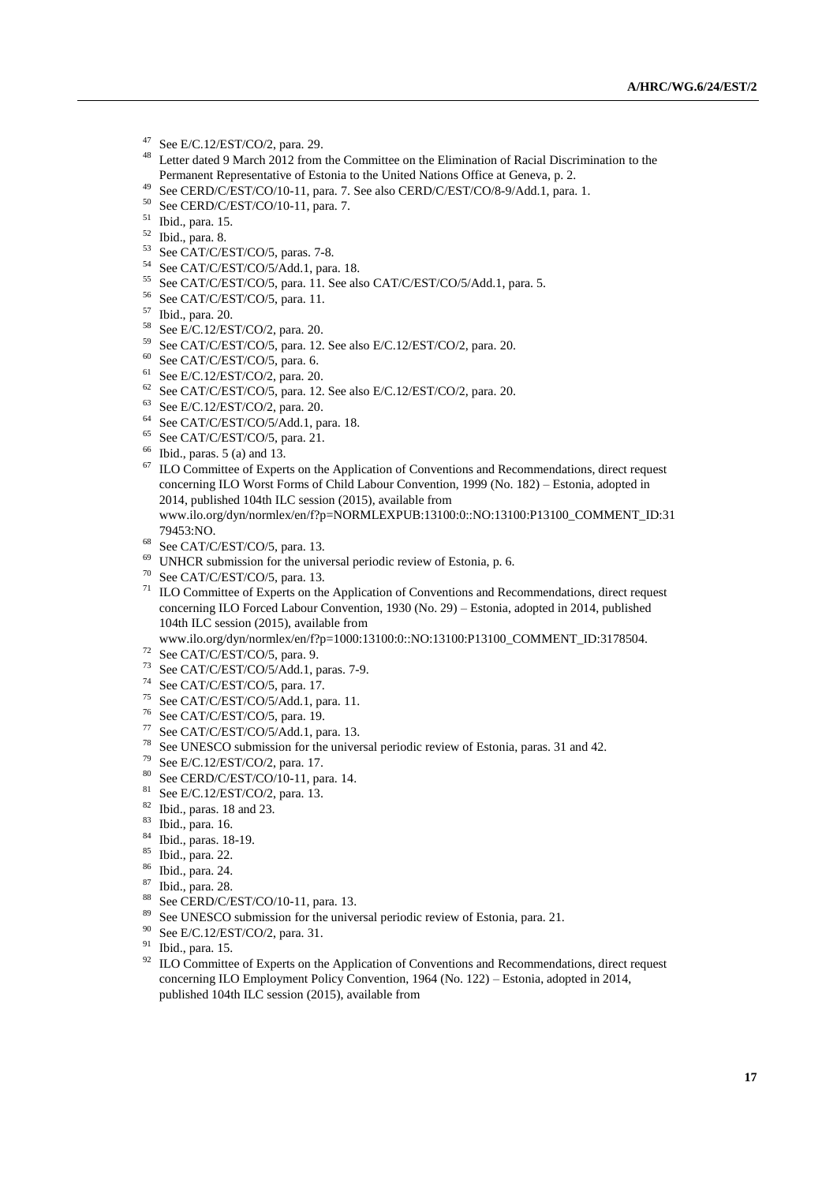[47] See E/C.12/EST/CO/2, para. 29.

[48] Letter dated 9 March 2012 from the Committee on the Elimination of Racial Discrimination to the Permanent Representative of Estonia to the United Nations Office at Geneva, p. 2.

[49] See CERD/C/EST/CO/10-11, para. 7. See also CERD/C/EST/CO/8-9/Add.1, para. 1.

[50] See CERD/C/EST/CO/10-11, para. 7.

[51] Ibid., para. 15.

[52] Ibid., para. 8.

[53] See CAT/C/EST/CO/5, paras. 7-8.

[54] See CAT/C/EST/CO/5/Add.1, para. 18.

[55] See CAT/C/EST/CO/5, para. 11. See also CAT/C/EST/CO/5/Add.1, para. 5.

[56] See CAT/C/EST/CO/5, para. 11.

[57] Ibid., para. 20.

[58] See E/C.12/EST/CO/2, para. 20.

[59] See CAT/C/EST/CO/5, para. 12. See also E/C.12/EST/CO/2, para. 20.

[60] See CAT/C/EST/CO/5, para. 6.

[61] See E/C.12/EST/CO/2, para. 20.

[62] See CAT/C/EST/CO/5, para. 12. See also E/C.12/EST/CO/2, para. 20.

[63] See E/C.12/EST/CO/2, para. 20.

[64] See CAT/C/EST/CO/5/Add.1, para. 18.

[65] See CAT/C/EST/CO/5, para. 21.

[66] Ibid., paras. 5 (a) and 13.

[67] ILO Committee of Experts on the Application of Conventions and Recommendations, direct request concerning ILO Worst Forms of Child Labour Convention, 1999 (No. 182) – Estonia, adopted in 2014, published 104th ILC session (2015), available from www.ilo.org/dyn/normlex/en/f?p=NORMLEXPUB:13100:0::NO:13100:P13100_COMMENT_ID:3179453:NO.

[68] See CAT/C/EST/CO/5, para. 13.

[69] UNHCR submission for the universal periodic review of Estonia, p. 6.

[70] See CAT/C/EST/CO/5, para. 13.

[71] ILO Committee of Experts on the Application of Conventions and Recommendations, direct request concerning ILO Forced Labour Convention, 1930 (No. 29) – Estonia, adopted in 2014, published 104th ILC session (2015), available from www.ilo.org/dyn/normlex/en/f?p=1000:13100:0::NO:13100:P13100_COMMENT_ID:3178504.

[72] See CAT/C/EST/CO/5, para. 9.

[73] See CAT/C/EST/CO/5/Add.1, paras. 7-9.

[74] See CAT/C/EST/CO/5, para. 17.

[75] See CAT/C/EST/CO/5/Add.1, para. 11.

[76] See CAT/C/EST/CO/5, para. 19.

[77] See CAT/C/EST/CO/5/Add.1, para. 13.

[78] See UNESCO submission for the universal periodic review of Estonia, paras. 31 and 42.

[79] See E/C.12/EST/CO/2, para. 17.

[80] See CERD/C/EST/CO/10-11, para. 14.

[81] See E/C.12/EST/CO/2, para. 13.

[82] Ibid., paras. 18 and 23.

[83] Ibid., para. 16.

[84] Ibid., paras. 18-19.

[85] Ibid., para. 22.

[86] Ibid., para. 24.

[87] Ibid., para. 28.

[88] See CERD/C/EST/CO/10-11, para. 13.

[89] See UNESCO submission for the universal periodic review of Estonia, para. 21.

[90] See E/C.12/EST/CO/2, para. 31.

[91] Ibid., para. 15.

[92] ILO Committee of Experts on the Application of Conventions and Recommendations, direct request concerning ILO Employment Policy Convention, 1964 (No. 122) – Estonia, adopted in 2014, published 104th ILC session (2015), available from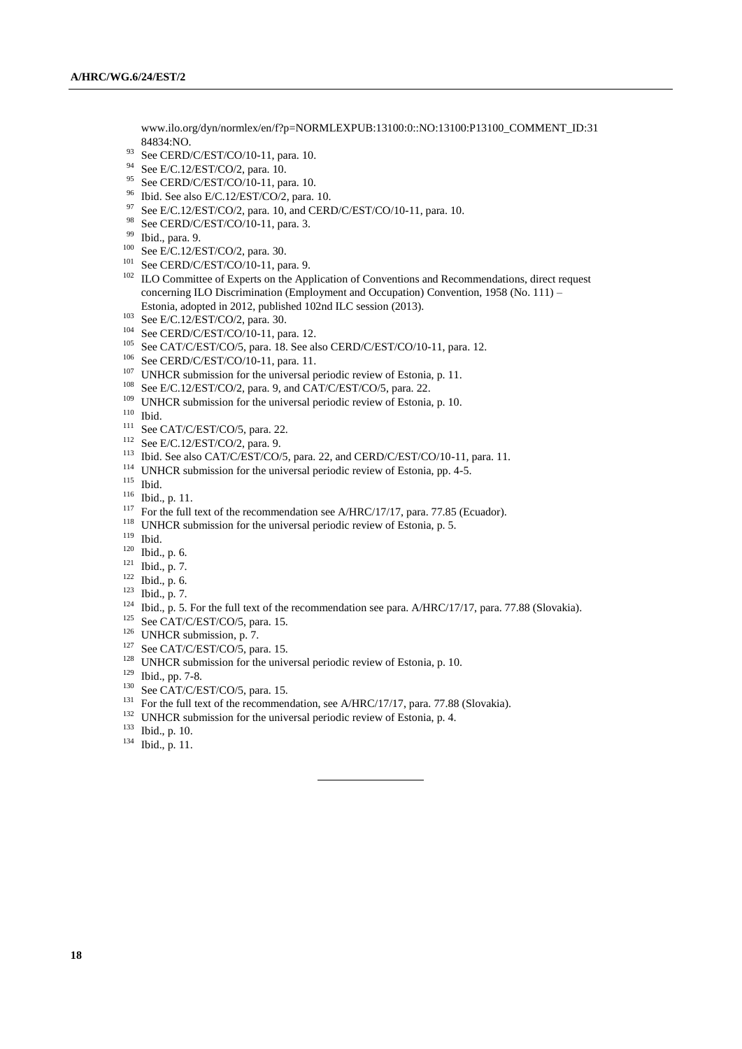www.ilo.org/dyn/normlex/en/f?p=NORMLEXPUB:13100:0::NO:13100:P13100_COMMENT_ID:3184834:NO.

[93] See CERD/C/EST/CO/10-11, para. 10.
[94] See E/C.12/EST/CO/2, para. 10.
[95] See CERD/C/EST/CO/10-11, para. 10.
[96] Ibid. See also E/C.12/EST/CO/2, para. 10.
[97] See E/C.12/EST/CO/2, para. 10, and CERD/C/EST/CO/10-11, para. 10.
[98] See CERD/C/EST/CO/10-11, para. 3.
[99] Ibid., para. 9.
[100] See E/C.12/EST/CO/2, para. 30.
[101] See CERD/C/EST/CO/10-11, para. 9.
[102] ILO Committee of Experts on the Application of Conventions and Recommendations, direct request concerning ILO Discrimination (Employment and Occupation) Convention, 1958 (No. 111) – Estonia, adopted in 2012, published 102nd ILC session (2013).
[103] See E/C.12/EST/CO/2, para. 30.
[104] See CERD/C/EST/CO/10-11, para. 12.
[105] See CAT/C/EST/CO/5, para. 18. See also CERD/C/EST/CO/10-11, para. 12.
[106] See CERD/C/EST/CO/10-11, para. 11.
[107] UNHCR submission for the universal periodic review of Estonia, p. 11.
[108] See E/C.12/EST/CO/2, para. 9, and CAT/C/EST/CO/5, para. 22.
[109] UNHCR submission for the universal periodic review of Estonia, p. 10.
[110] Ibid.
[111] See CAT/C/EST/CO/5, para. 22.
[112] See E/C.12/EST/CO/2, para. 9.
[113] Ibid. See also CAT/C/EST/CO/5, para. 22, and CERD/C/EST/CO/10-11, para. 11.
[114] UNHCR submission for the universal periodic review of Estonia, pp. 4-5.
[115] Ibid.
[116] Ibid., p. 11.
[117] For the full text of the recommendation see A/HRC/17/17, para. 77.85 (Ecuador).
[118] UNHCR submission for the universal periodic review of Estonia, p. 5.
[119] Ibid.
[120] Ibid., p. 6.
[121] Ibid., p. 7.
[122] Ibid., p. 6.
[123] Ibid., p. 7.
[124] Ibid., p. 5. For the full text of the recommendation see para. A/HRC/17/17, para. 77.88 (Slovakia).
[125] See CAT/C/EST/CO/5, para. 15.
[126] UNHCR submission, p. 7.
[127] See CAT/C/EST/CO/5, para. 15.
[128] UNHCR submission for the universal periodic review of Estonia, p. 10.
[129] Ibid., pp. 7-8.
[130] See CAT/C/EST/CO/5, para. 15.
[131] For the full text of the recommendation, see A/HRC/17/17, para. 77.88 (Slovakia).
[132] UNHCR submission for the universal periodic review of Estonia, p. 4.
[133] Ibid., p. 10.
[134] Ibid., p. 11.